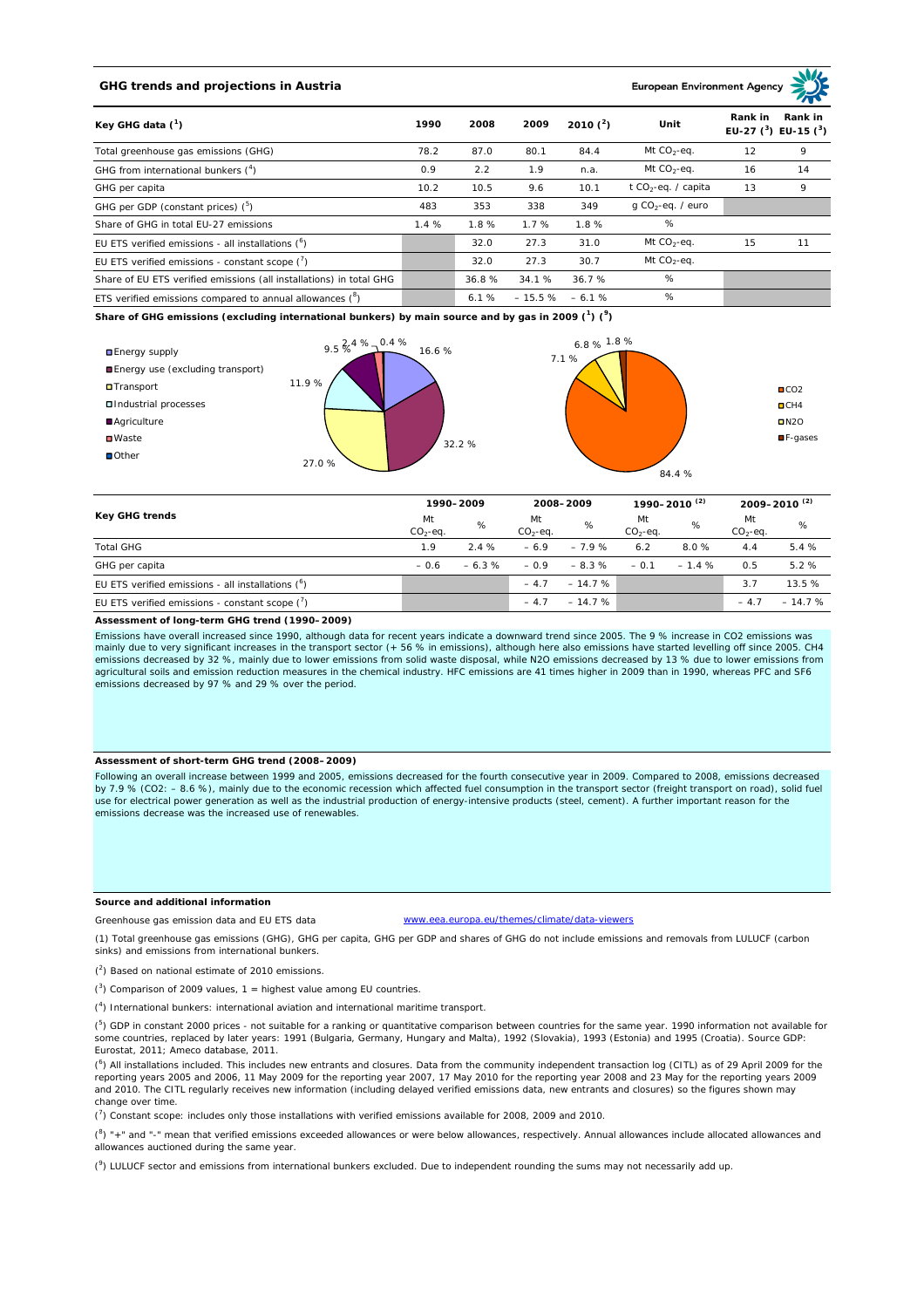## GHG trends and projections in Austria

European Environment Agency

| Key GHG data [1] | 1990 | 2008 | 2009 | 2010 [2] | Unit | Rank in EU-27 [3] | Rank in EU-15 [3] |
|---|---|---|---|---|---|---|---|
| Total greenhouse gas emissions (GHG) | 78.2 | 87.0 | 80.1 | 84.4 | Mt $CO_2$-eq. | 12 | 9 |
| GHG from international bunkers [4] | 0.9 | 2.2 | 1.9 | n.a. | Mt $CO_2$-eq. | 16 | 14 |
| GHG per capita | 10.2 | 10.5 | 9.6 | 10.1 | t $CO_2$-eq. / capita | 13 | 9 |
| GHG per GDP (constant prices) [5] | 483 | 353 | 338 | 349 | g $CO_2$-eq. / euro | | |
| Share of GHG in total EU-27 emissions | 1.4 % | 1.8 % | 1.7 % | 1.8 % | % | | |
| EU ETS verified emissions - all installations [6] | | 32.0 | 27.3 | 31.0 | Mt $CO_2$-eq. | 15 | 11 |
| EU ETS verified emissions - constant scope [7] | | 32.0 | 27.3 | 30.7 | Mt $CO_2$-eq. | | |
| Share of EU ETS verified emissions (all installations) in total GHG | | 36.8 % | 34.1 % | 36.7 % | % | | |
| ETS verified emissions compared to annual allowances [8] | | 6.1 % | – 15.5 % | – 6.1 % | % | | |

**Share of GHG emissions (excluding international bunkers) by main source and by gas in 2009 [1] [9]**

By main source: Energy supply 16.6 %; Energy use (excluding transport) 32.2 %; Transport 27.0 %; Industrial processes 11.9 %; Agriculture 9.5 %; Waste 2.4 %; Other 0.4 %

By gas: $CO_2$ 84.4 %; $CH_4$ 7.1 %; $N_2O$ 6.8 %; F-gases 1.8 %

| Key GHG trends | 1990–2009 | | 2008–2009 | | 1990–2010 [2] | | 2009–2010 [2] | |
|---|---|---|---|---|---|---|---|---|
| | Mt $CO_2$-eq. | % | Mt $CO_2$-eq. | % | Mt $CO_2$-eq. | % | Mt $CO_2$-eq. | % |
| Total GHG | 1.9 | 2.4 % | – 6.9 | – 7.9 % | 6.2 | 8.0 % | 4.4 | 5.4 % |
| GHG per capita | – 0.6 | – 6.3 % | – 0.9 | – 8.3 % | – 0.1 | – 1.4 % | 0.5 | 5.2 % |
| EU ETS verified emissions - all installations [6] | | | – 4.7 | – 14.7 % | | | 3.7 | 13.5 % |
| EU ETS verified emissions - constant scope [7] | | | – 4.7 | – 14.7 % | | | – 4.7 | – 14.7 % |

**Assessment of long-term GHG trend (1990–2009)**

Emissions have overall increased since 1990, although data for recent years indicate a downward trend since 2005. The 9 % increase in CO2 emissions was mainly due to very significant increases in the transport sector (+ 56 % in emissions), although here also emissions have started levelling off since 2005. CH4 emissions decreased by 32 %, mainly due to lower emissions from solid waste disposal, while N2O emissions decreased by 13 % due to lower emissions from agricultural soils and emission reduction measures in the chemical industry. HFC emissions are 41 times higher in 2009 than in 1990, whereas PFC and SF6 emissions decreased by 97 % and 29 % over the period.

**Assessment of short-term GHG trend (2008–2009)**

Following an overall increase between 1999 and 2005, emissions decreased for the fourth consecutive year in 2009. Compared to 2008, emissions decreased by 7.9 % (CO2: – 8.6 %), mainly due to the economic recession which affected fuel consumption in the transport sector (freight transport on road), solid fuel use for electrical power generation as well as the industrial production of energy-intensive products (steel, cement). A further important reason for the emissions decrease was the increased use of renewables.

**Source and additional information**

Greenhouse gas emission data and EU ETS data www.eea.europa.eu/themes/climate/data-viewers

(1) Total greenhouse gas emissions (GHG), GHG per capita, GHG per GDP and shares of GHG do not include emissions and removals from LULUCF (carbon sinks) and emissions from international bunkers.

(2) Based on national estimate of 2010 emissions.

(3) Comparison of 2009 values, 1 = highest value among EU countries.

(4) International bunkers: international aviation and international maritime transport.

(5) GDP in constant 2000 prices - not suitable for a ranking or quantitative comparison between countries for the same year. 1990 information not available for some countries, replaced by later years: 1991 (Bulgaria, Germany, Hungary and Malta), 1992 (Slovakia), 1993 (Estonia) and 1995 (Croatia). Source GDP: Eurostat, 2011; Ameco database, 2011.

(6) All installations included. This includes new entrants and closures. Data from the community independent transaction log (CITL) as of 29 April 2009 for the reporting years 2005 and 2006, 11 May 2009 for the reporting year 2007, 17 May 2010 for the reporting year 2008 and 23 May for the reporting years 2009 and 2010. The CITL regularly receives new information (including delayed verified emissions data, new entrants and closures) so the figures shown may change over time.

(7) Constant scope: includes only those installations with verified emissions available for 2008, 2009 and 2010.

(8) "+" and "-" mean that verified emissions exceeded allowances or were below allowances, respectively. Annual allowances include allocated allowances and allowances auctioned during the same year.

(9) LULUCF sector and emissions from international bunkers excluded. Due to independent rounding the sums may not necessarily add up.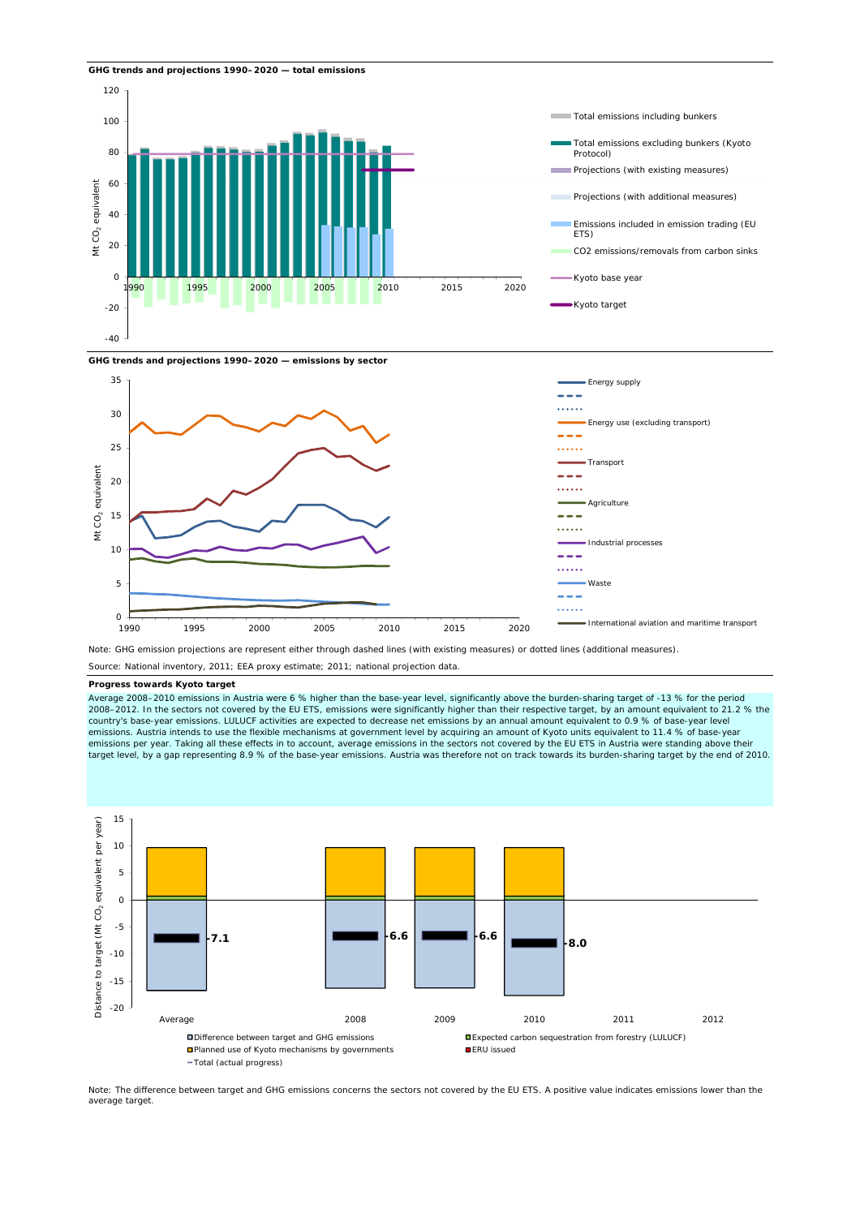**GHG trends and projections 1990–2020 — total emissions**

Mt $CO_2$ equivalent

120
100
80
60
40
20
0
-20
-40

1990 1995 2000 2005 2010 2015 2020

Total emissions including bunkers

Total emissions excluding bunkers (Kyoto Protocol)

Projections (with existing measures)

Projections (with additional measures)

Emissions included in emission trading (EU ETS)

CO2 emissions/removals from carbon sinks

Kyoto base year

Kyoto target

**GHG trends and projections 1990–2020 — emissions by sector**

Mt $CO_2$ equivalent

35
30
25
20
15
10
5
0

1990 1995 2000 2005 2010 2015 2020

Energy supply

Energy use (excluding transport)

Transport

Agriculture

Industrial processes

Waste

International aviation and maritime transport

Note: GHG emission projections are represent either through dashed lines (with existing measures) or dotted lines (additional measures).

Source: National inventory, 2011; EEA proxy estimate; 2011; national projection data.

**Progress towards Kyoto target**

Average 2008–2010 emissions in Austria were 6 % higher than the base-year level, significantly above the burden-sharing target of -13 % for the period 2008–2012. In the sectors not covered by the EU ETS, emissions were significantly higher than their respective target, by an amount equivalent to 21.2 % the country's base-year emissions. LULUCF activities are expected to decrease net emissions by an annual amount equivalent to 0.9 % of base-year level emissions. Austria intends to use the flexible mechanisms at government level by acquiring an amount of Kyoto units equivalent to 11.4 % of base-year emissions per year. Taking all these effects in to account, average emissions in the sectors not covered by the EU ETS in Austria were standing above their target level, by a gap representing 8.9 % of the base-year emissions. Austria was therefore not on track towards its burden-sharing target by the end of 2010.

Distance to target (Mt $CO_2$ equivalent per year)

15
10
5
0
-5
-10
-15
-20

-7.1
-6.6
-6.6
-8.0

Average 2008 2009 2010 2011 2012

Difference between target and GHG emissions

Expected carbon sequestration from forestry (LULUCF)

Planned use of Kyoto mechanisms by governments

ERU issued

Total (actual progress)

Note: The difference between target and GHG emissions concerns the sectors not covered by the EU ETS. A positive value indicates emissions lower than the average target.